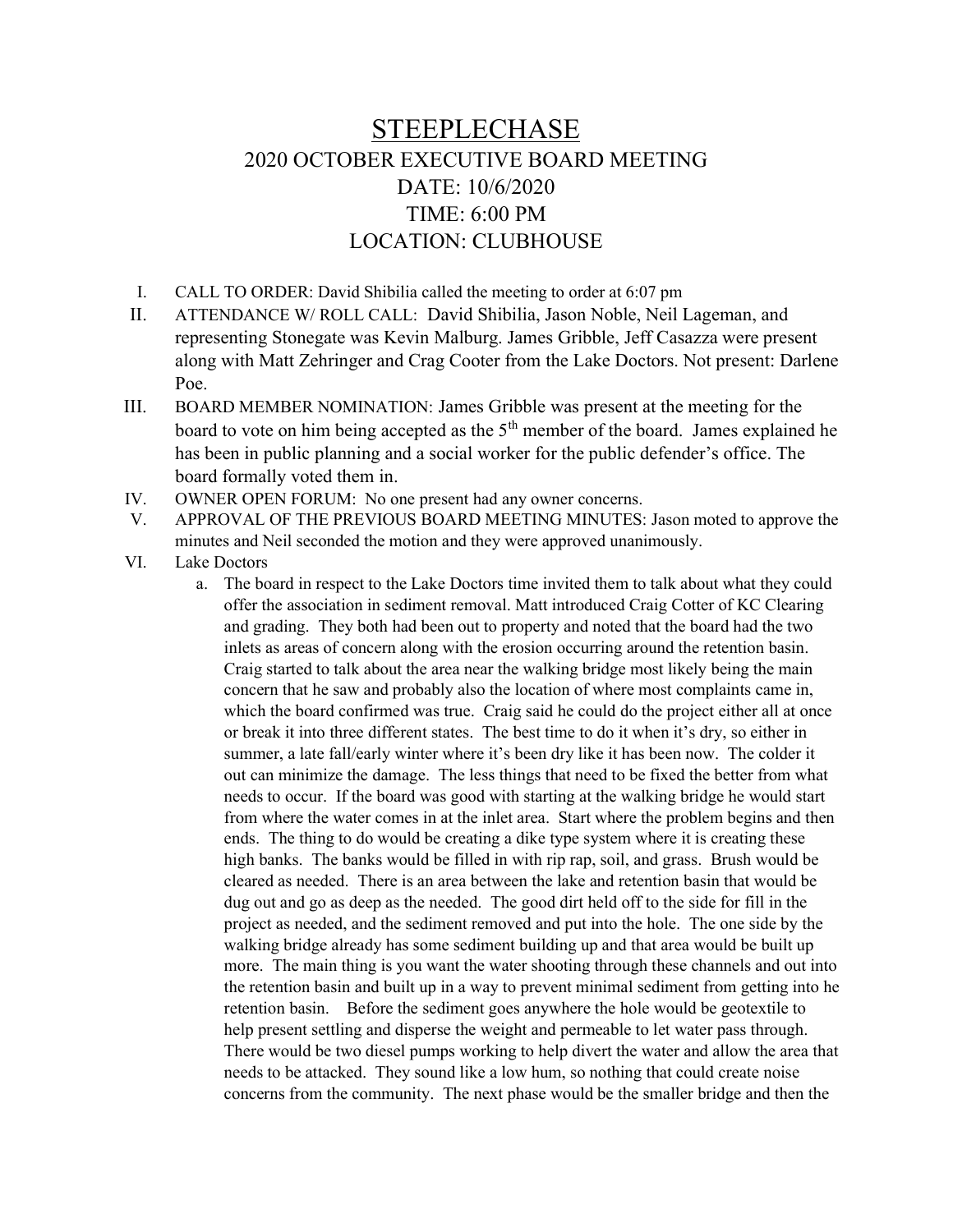# STEEPLECHASE

## 2020 OCTOBER EXECUTIVE BOARD MEETING

## DATE: 10/6/2020

## TIME: 6:00 PM

## LOCATION: CLUBHOUSE

I. CALL TO ORDER: David Shibilia called the meeting to order at 6:07 pm

II. ATTENDANCE W/ ROLL CALL: David Shibilia, Jason Noble, Neil Lageman, and representing Stonegate was Kevin Malburg. James Gribble, Jeff Casazza were present along with Matt Zehringer and Crag Cooter from the Lake Doctors. Not present: Darlene Poe.

III. BOARD MEMBER NOMINATION: James Gribble was present at the meeting for the board to vote on him being accepted as the 5th member of the board. James explained he has been in public planning and a social worker for the public defender's office. The board formally voted them in.

IV. OWNER OPEN FORUM: No one present had any owner concerns.

V. APPROVAL OF THE PREVIOUS BOARD MEETING MINUTES: Jason moted to approve the minutes and Neil seconded the motion and they were approved unanimously.

VI. Lake Doctors

   a. The board in respect to the Lake Doctors time invited them to talk about what they could offer the association in sediment removal. Matt introduced Craig Cotter of KC Clearing and grading. They both had been out to property and noted that the board had the two inlets as areas of concern along with the erosion occurring around the retention basin. Craig started to talk about the area near the walking bridge most likely being the main concern that he saw and probably also the location of where most complaints came in, which the board confirmed was true. Craig said he could do the project either all at once or break it into three different states. The best time to do it when it's dry, so either in summer, a late fall/early winter where it's been dry like it has been now. The colder it out can minimize the damage. The less things that need to be fixed the better from what needs to occur. If the board was good with starting at the walking bridge he would start from where the water comes in at the inlet area. Start where the problem begins and then ends. The thing to do would be creating a dike type system where it is creating these high banks. The banks would be filled in with rip rap, soil, and grass. Brush would be cleared as needed. There is an area between the lake and retention basin that would be dug out and go as deep as the needed. The good dirt held off to the side for fill in the project as needed, and the sediment removed and put into the hole. The one side by the walking bridge already has some sediment building up and that area would be built up more. The main thing is you want the water shooting through these channels and out into the retention basin and built up in a way to prevent minimal sediment from getting into he retention basin. Before the sediment goes anywhere the hole would be geotextile to help present settling and disperse the weight and permeable to let water pass through. There would be two diesel pumps working to help divert the water and allow the area that needs to be attacked. They sound like a low hum, so nothing that could create noise concerns from the community. The next phase would be the smaller bridge and then the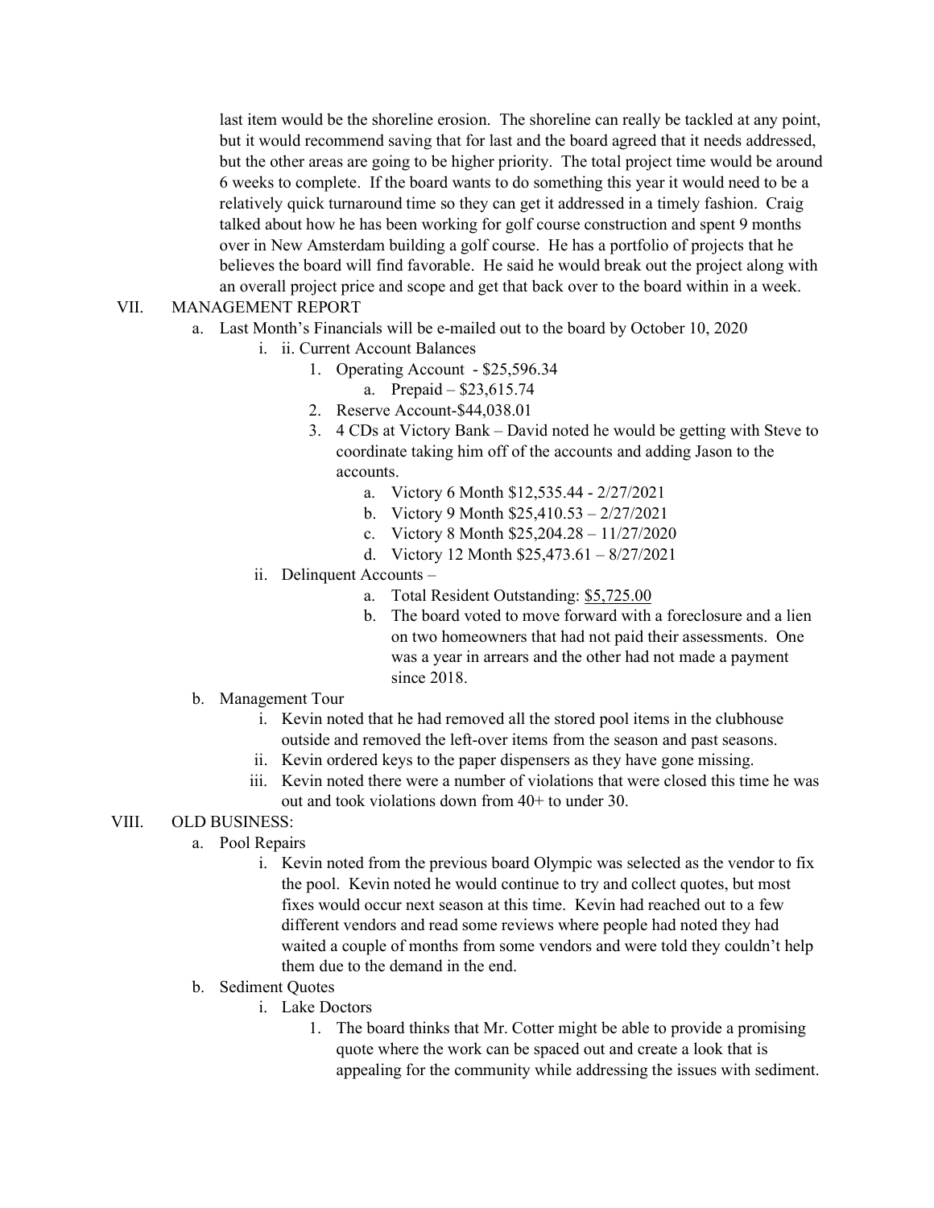last item would be the shoreline erosion. The shoreline can really be tackled at any point, but it would recommend saving that for last and the board agreed that it needs addressed, but the other areas are going to be higher priority. The total project time would be around 6 weeks to complete. If the board wants to do something this year it would need to be a relatively quick turnaround time so they can get it addressed in a timely fashion. Craig talked about how he has been working for golf course construction and spent 9 months over in New Amsterdam building a golf course. He has a portfolio of projects that he believes the board will find favorable. He said he would break out the project along with an overall project price and scope and get that back over to the board within in a week.

VII. MANAGEMENT REPORT

- a. Last Month's Financials will be e-mailed out to the board by October 10, 2020
  - i. ii. Current Account Balances
    1. Operating Account - $25,596.34
       - a. Prepaid – $23,615.74
    2. Reserve Account-$44,038.01
    3. 4 CDs at Victory Bank – David noted he would be getting with Steve to coordinate taking him off of the accounts and adding Jason to the accounts.
       - a. Victory 6 Month $12,535.44 - 2/27/2021
       - b. Victory 9 Month $25,410.53 – 2/27/2021
       - c. Victory 8 Month $25,204.28 – 11/27/2020
       - d. Victory 12 Month $25,473.61 – 8/27/2021
  - ii. Delinquent Accounts –
    - a. Total Resident Outstanding: <u>$5,725.00</u>
    - b. The board voted to move forward with a foreclosure and a lien on two homeowners that had not paid their assessments. One was a year in arrears and the other had not made a payment since 2018.
- b. Management Tour
  - i. Kevin noted that he had removed all the stored pool items in the clubhouse outside and removed the left-over items from the season and past seasons.
  - ii. Kevin ordered keys to the paper dispensers as they have gone missing.
  - iii. Kevin noted there were a number of violations that were closed this time he was out and took violations down from 40+ to under 30.

VIII. OLD BUSINESS:

- a. Pool Repairs
  - i. Kevin noted from the previous board Olympic was selected as the vendor to fix the pool. Kevin noted he would continue to try and collect quotes, but most fixes would occur next season at this time. Kevin had reached out to a few different vendors and read some reviews where people had noted they had waited a couple of months from some vendors and were told they couldn't help them due to the demand in the end.
- b. Sediment Quotes
  - i. Lake Doctors
    1. The board thinks that Mr. Cotter might be able to provide a promising quote where the work can be spaced out and create a look that is appealing for the community while addressing the issues with sediment.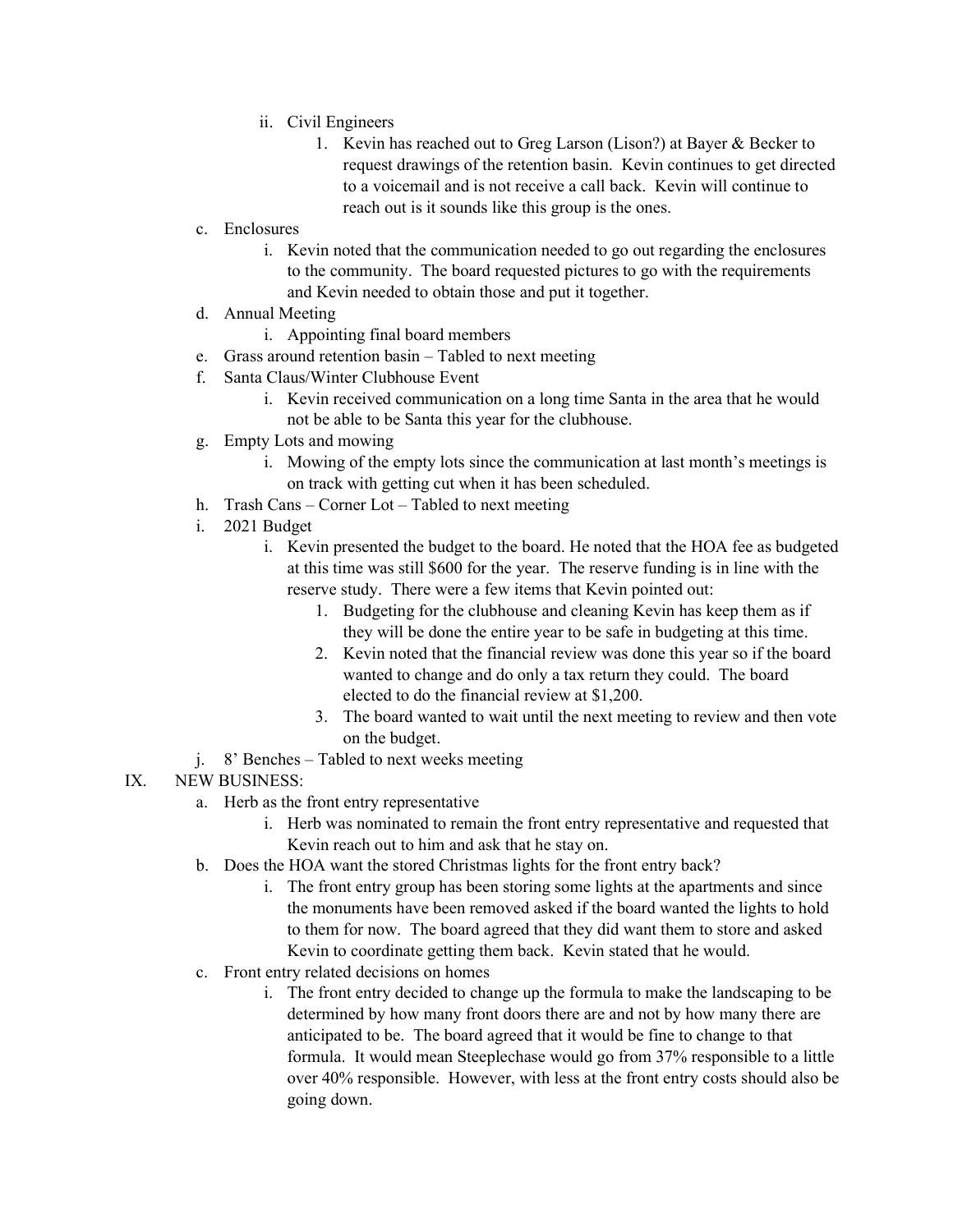- ii. Civil Engineers
     1. Kevin has reached out to Greg Larson (Lison?) at Bayer & Becker to request drawings of the retention basin. Kevin continues to get directed to a voicemail and is not receive a call back. Kevin will continue to reach out is it sounds like this group is the ones.

c. Enclosures
   - i. Kevin noted that the communication needed to go out regarding the enclosures to the community. The board requested pictures to go with the requirements and Kevin needed to obtain those and put it together.

d. Annual Meeting
   - i. Appointing final board members

e. Grass around retention basin – Tabled to next meeting

f. Santa Claus/Winter Clubhouse Event
   - i. Kevin received communication on a long time Santa in the area that he would not be able to be Santa this year for the clubhouse.

g. Empty Lots and mowing
   - i. Mowing of the empty lots since the communication at last month's meetings is on track with getting cut when it has been scheduled.

h. Trash Cans – Corner Lot – Tabled to next meeting

i. 2021 Budget
   - i. Kevin presented the budget to the board. He noted that the HOA fee as budgeted at this time was still $600 for the year. The reserve funding is in line with the reserve study. There were a few items that Kevin pointed out:
     1. Budgeting for the clubhouse and cleaning Kevin has keep them as if they will be done the entire year to be safe in budgeting at this time.
     2. Kevin noted that the financial review was done this year so if the board wanted to change and do only a tax return they could. The board elected to do the financial review at $1,200.
     3. The board wanted to wait until the next meeting to review and then vote on the budget.

j. 8' Benches – Tabled to next weeks meeting

IX. NEW BUSINESS:

a. Herb as the front entry representative
   - i. Herb was nominated to remain the front entry representative and requested that Kevin reach out to him and ask that he stay on.

b. Does the HOA want the stored Christmas lights for the front entry back?
   - i. The front entry group has been storing some lights at the apartments and since the monuments have been removed asked if the board wanted the lights to hold to them for now. The board agreed that they did want them to store and asked Kevin to coordinate getting them back. Kevin stated that he would.

c. Front entry related decisions on homes
   - i. The front entry decided to change up the formula to make the landscaping to be determined by how many front doors there are and not by how many there are anticipated to be. The board agreed that it would be fine to change to that formula. It would mean Steeplechase would go from 37% responsible to a little over 40% responsible. However, with less at the front entry costs should also be going down.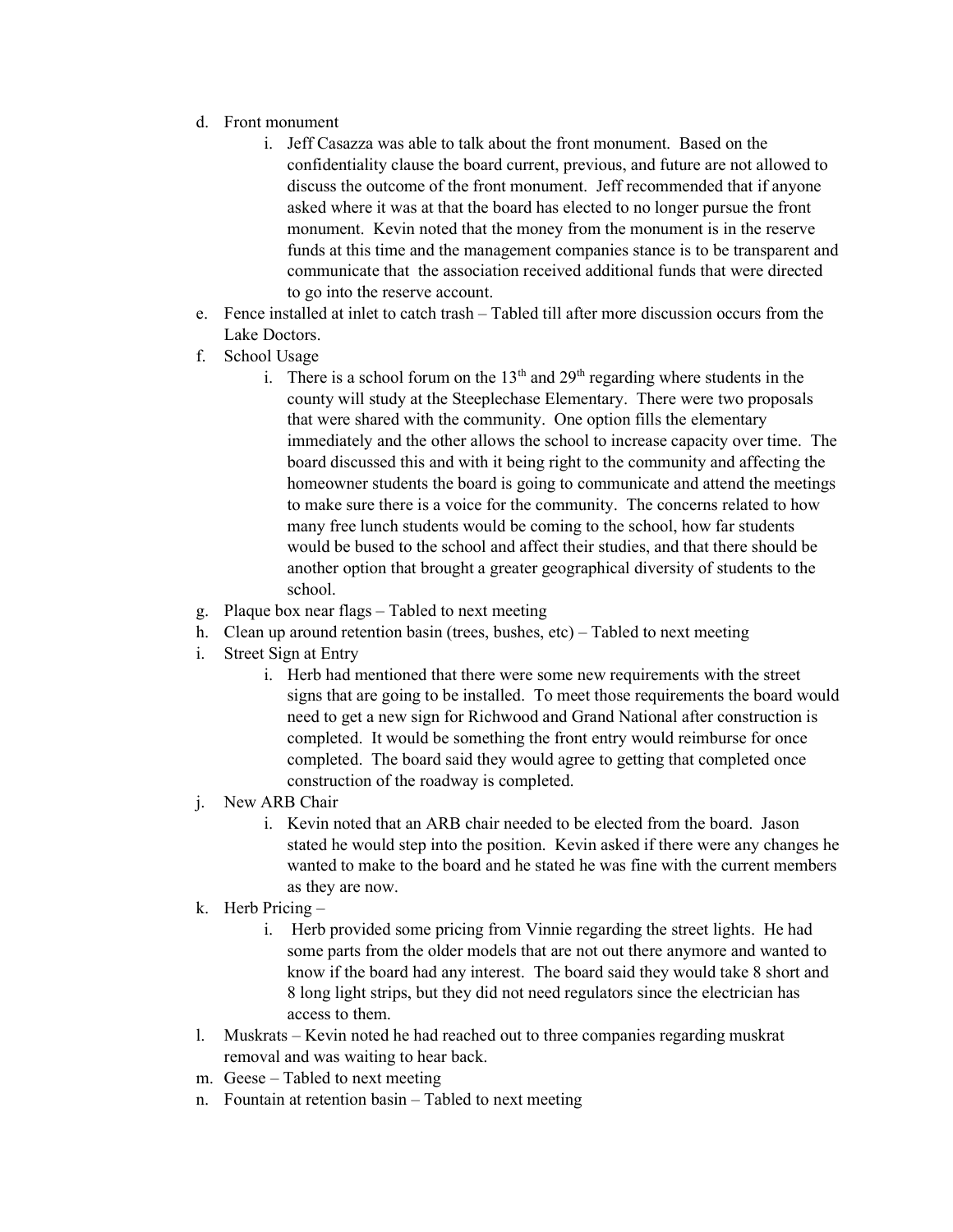d. Front monument
    i. Jeff Casazza was able to talk about the front monument. Based on the confidentiality clause the board current, previous, and future are not allowed to discuss the outcome of the front monument. Jeff recommended that if anyone asked where it was at that the board has elected to no longer pursue the front monument. Kevin noted that the money from the monument is in the reserve funds at this time and the management companies stance is to be transparent and communicate that the association received additional funds that were directed to go into the reserve account.

e. Fence installed at inlet to catch trash – Tabled till after more discussion occurs from the Lake Doctors.

f. School Usage
    i. There is a school forum on the 13th and 29th regarding where students in the county will study at the Steeplechase Elementary. There were two proposals that were shared with the community. One option fills the elementary immediately and the other allows the school to increase capacity over time. The board discussed this and with it being right to the community and affecting the homeowner students the board is going to communicate and attend the meetings to make sure there is a voice for the community. The concerns related to how many free lunch students would be coming to the school, how far students would be bused to the school and affect their studies, and that there should be another option that brought a greater geographical diversity of students to the school.

g. Plaque box near flags – Tabled to next meeting

h. Clean up around retention basin (trees, bushes, etc) – Tabled to next meeting

i. Street Sign at Entry
    i. Herb had mentioned that there were some new requirements with the street signs that are going to be installed. To meet those requirements the board would need to get a new sign for Richwood and Grand National after construction is completed. It would be something the front entry would reimburse for once completed. The board said they would agree to getting that completed once construction of the roadway is completed.

j. New ARB Chair
    i. Kevin noted that an ARB chair needed to be elected from the board. Jason stated he would step into the position. Kevin asked if there were any changes he wanted to make to the board and he stated he was fine with the current members as they are now.

k. Herb Pricing –
    i. Herb provided some pricing from Vinnie regarding the street lights. He had some parts from the older models that are not out there anymore and wanted to know if the board had any interest. The board said they would take 8 short and 8 long light strips, but they did not need regulators since the electrician has access to them.

l. Muskrats – Kevin noted he had reached out to three companies regarding muskrat removal and was waiting to hear back.

m. Geese – Tabled to next meeting

n. Fountain at retention basin – Tabled to next meeting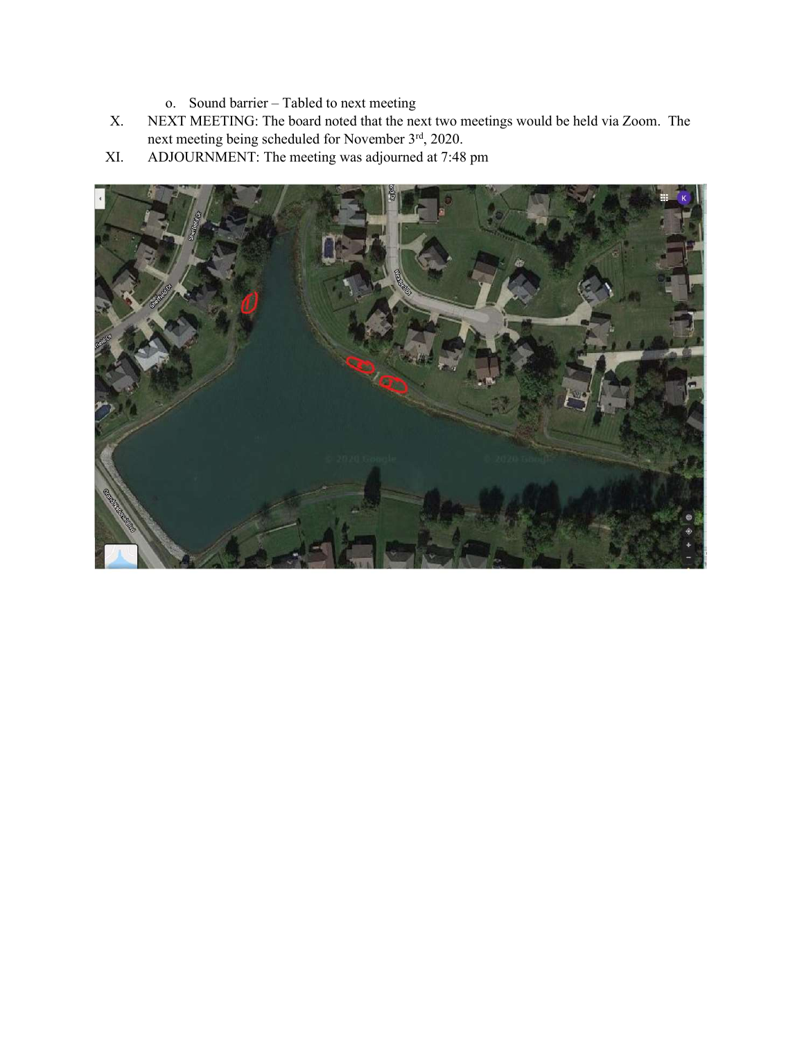o. Sound barrier – Tabled to next meeting

X. NEXT MEETING: The board noted that the next two meetings would be held via Zoom. The next meeting being scheduled for November 3rd, 2020.

XI. ADJOURNMENT: The meeting was adjourned at 7:48 pm